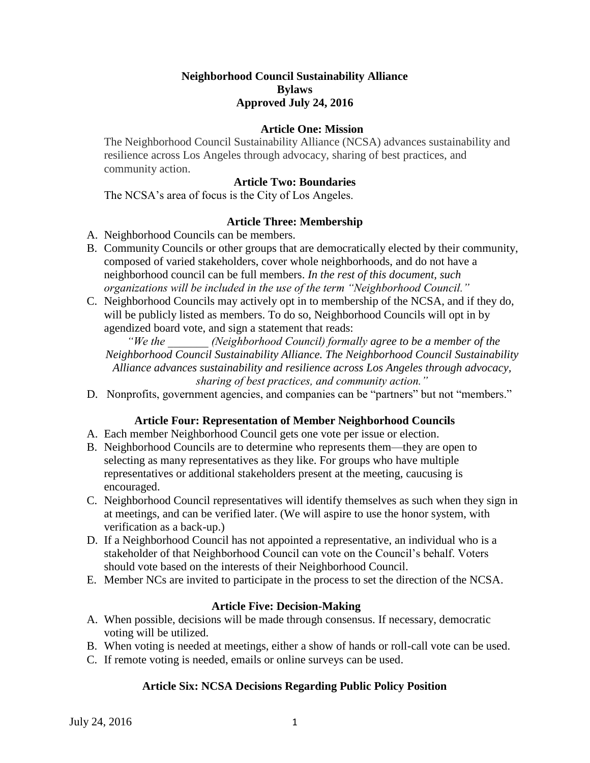# Neighborhood Council Sustainability Alliance
# Bylaws
# Approved July 24, 2016

## Article One: Mission

The Neighborhood Council Sustainability Alliance (NCSA) advances sustainability and resilience across Los Angeles through advocacy, sharing of best practices, and community action.

## Article Two: Boundaries

The NCSA's area of focus is the City of Los Angeles.

## Article Three: Membership

A. Neighborhood Councils can be members.

B. Community Councils or other groups that are democratically elected by their community, composed of varied stakeholders, cover whole neighborhoods, and do not have a neighborhood council can be full members. *In the rest of this document, such organizations will be included in the use of the term "Neighborhood Council."*

C. Neighborhood Councils may actively opt in to membership of the NCSA, and if they do, will be publicly listed as members. To do so, Neighborhood Councils will opt in by agendized board vote, and sign a statement that reads:

*"We the _______ (Neighborhood Council) formally agree to be a member of the Neighborhood Council Sustainability Alliance. The Neighborhood Council Sustainability Alliance advances sustainability and resilience across Los Angeles through advocacy, sharing of best practices, and community action."*

D. Nonprofits, government agencies, and companies can be "partners" but not "members."

## Article Four: Representation of Member Neighborhood Councils

A. Each member Neighborhood Council gets one vote per issue or election.

B. Neighborhood Councils are to determine who represents them—they are open to selecting as many representatives as they like. For groups who have multiple representatives or additional stakeholders present at the meeting, caucusing is encouraged.

C. Neighborhood Council representatives will identify themselves as such when they sign in at meetings, and can be verified later. (We will aspire to use the honor system, with verification as a back-up.)

D. If a Neighborhood Council has not appointed a representative, an individual who is a stakeholder of that Neighborhood Council can vote on the Council's behalf. Voters should vote based on the interests of their Neighborhood Council.

E. Member NCs are invited to participate in the process to set the direction of the NCSA.

## Article Five: Decision-Making

A. When possible, decisions will be made through consensus. If necessary, democratic voting will be utilized.

B. When voting is needed at meetings, either a show of hands or roll-call vote can be used.

C. If remote voting is needed, emails or online surveys can be used.

## Article Six: NCSA Decisions Regarding Public Policy Position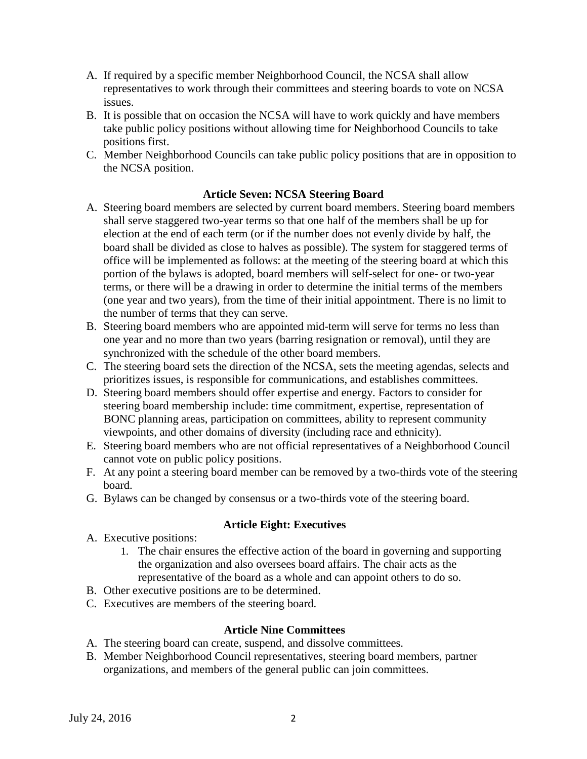A. If required by a specific member Neighborhood Council, the NCSA shall allow representatives to work through their committees and steering boards to vote on NCSA issues.
B. It is possible that on occasion the NCSA will have to work quickly and have members take public policy positions without allowing time for Neighborhood Councils to take positions first.
C. Member Neighborhood Councils can take public policy positions that are in opposition to the NCSA position.

### Article Seven: NCSA Steering Board

A. Steering board members are selected by current board members. Steering board members shall serve staggered two-year terms so that one half of the members shall be up for election at the end of each term (or if the number does not evenly divide by half, the board shall be divided as close to halves as possible). The system for staggered terms of office will be implemented as follows: at the meeting of the steering board at which this portion of the bylaws is adopted, board members will self-select for one- or two-year terms, or there will be a drawing in order to determine the initial terms of the members (one year and two years), from the time of their initial appointment. There is no limit to the number of terms that they can serve.
B. Steering board members who are appointed mid-term will serve for terms no less than one year and no more than two years (barring resignation or removal), until they are synchronized with the schedule of the other board members.
C. The steering board sets the direction of the NCSA, sets the meeting agendas, selects and prioritizes issues, is responsible for communications, and establishes committees.
D. Steering board members should offer expertise and energy. Factors to consider for steering board membership include: time commitment, expertise, representation of BONC planning areas, participation on committees, ability to represent community viewpoints, and other domains of diversity (including race and ethnicity).
E. Steering board members who are not official representatives of a Neighborhood Council cannot vote on public policy positions.
F. At any point a steering board member can be removed by a two-thirds vote of the steering board.
G. Bylaws can be changed by consensus or a two-thirds vote of the steering board.

### Article Eight: Executives

A. Executive positions:
   1. The chair ensures the effective action of the board in governing and supporting the organization and also oversees board affairs. The chair acts as the representative of the board as a whole and can appoint others to do so.
B. Other executive positions are to be determined.
C. Executives are members of the steering board.

### Article Nine Committees

A. The steering board can create, suspend, and dissolve committees.
B. Member Neighborhood Council representatives, steering board members, partner organizations, and members of the general public can join committees.

July 24, 2016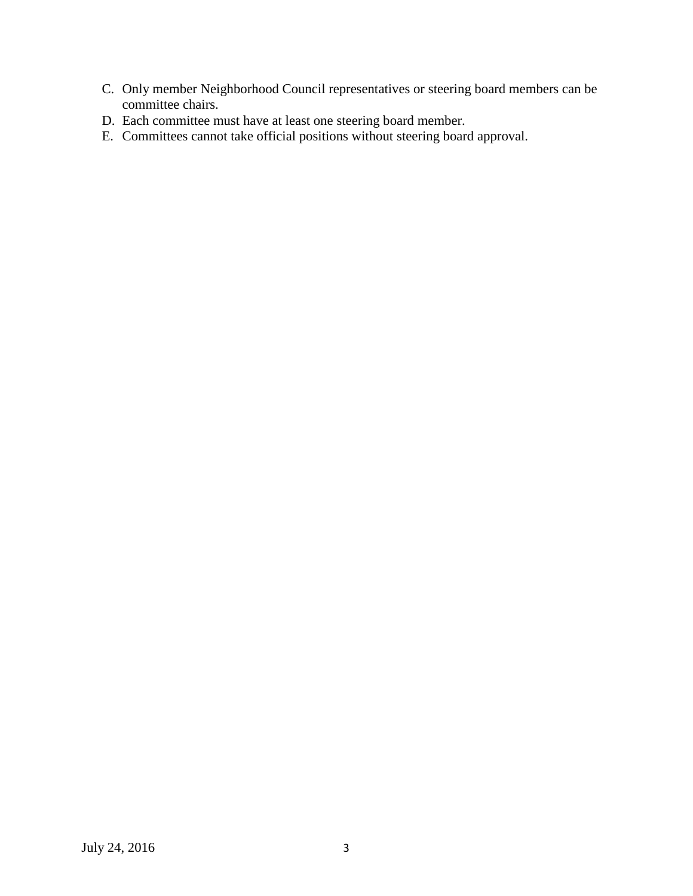C. Only member Neighborhood Council representatives or steering board members can be committee chairs.
D. Each committee must have at least one steering board member.
E. Committees cannot take official positions without steering board approval.